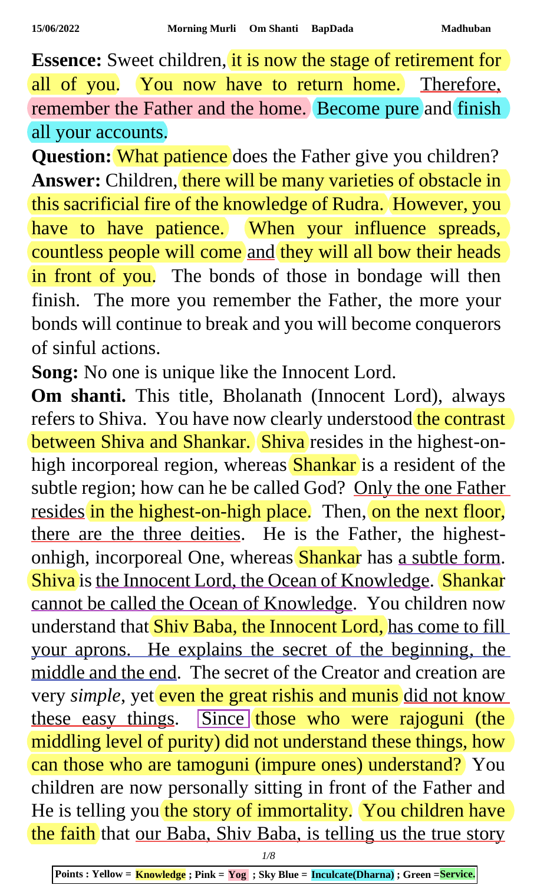**Essence:** Sweet children, it is now the stage of retirement for all of you. You now have to return home. Therefore, remember the Father and the home. Become pure and finish all your accounts.

**Question:** What patience does the Father give you children?

**Answer:** Children, there will be many varieties of obstacle in this sacrificial fire of the knowledge of Rudra. However, you have to have patience. When your influence spreads, countless people will come and they will all bow their heads in front of you. The bonds of those in bondage will then finish. The more you remember the Father, the more your bonds will continue to break and you will become conquerors of sinful actions.

**Song:** No one is unique like the Innocent Lord.

**Om shanti.** This title, Bholanath (Innocent Lord), always refers to Shiva. You have now clearly understood the contrast between Shiva and Shankar. Shiva resides in the highest-on-high incorporeal region, whereas Shankar is a resident of the subtle region; how can he be called God? Only the one Father resides in the highest-on-high place. Then, on the next floor, there are the three deities. He is the Father, the highest-onhigh, incorporeal One, whereas Shankar has a subtle form. Shiva is the Innocent Lord, the Ocean of Knowledge. Shankar cannot be called the Ocean of Knowledge. You children now understand that Shiv Baba, the Innocent Lord, has come to fill your aprons. He explains the secret of the beginning, the middle and the end. The secret of the Creator and creation are very *simple*, yet even the great rishis and munis did not know these easy things. Since those who were rajoguni (the middling level of purity) did not understand these things, how can those who are tamoguni (impure ones) understand? You children are now personally sitting in front of the Father and He is telling you the story of immortality. You children have the faith that our Baba, Shiv Baba, is telling us the true story

Points : Yellow = Knowledge ; Pink = Yog ; Sky Blue = Inculcate(Dharna) ; Green =Service.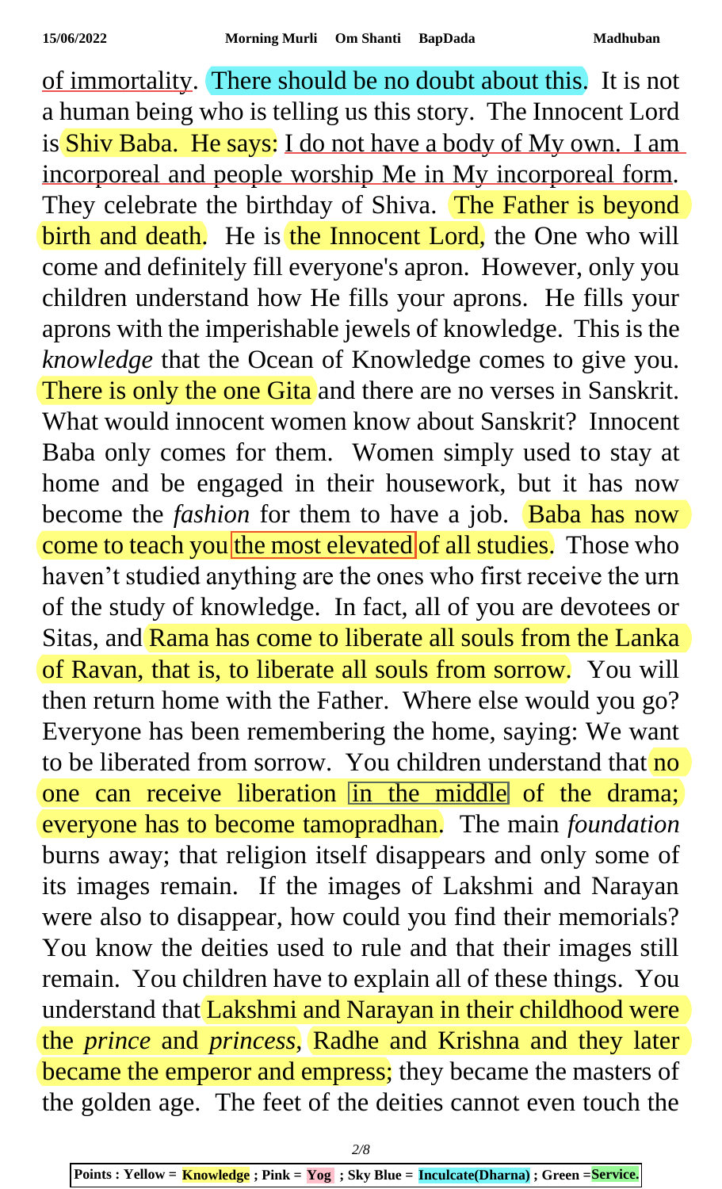of immortality. There should be no doubt about this. It is not a human being who is telling us this story. The Innocent Lord is Shiv Baba. He says: I do not have a body of My own. I am incorporeal and people worship Me in My incorporeal form. They celebrate the birthday of Shiva. The Father is beyond birth and death. He is the Innocent Lord, the One who will come and definitely fill everyone's apron. However, only you children understand how He fills your aprons. He fills your aprons with the imperishable jewels of knowledge. This is the *knowledge* that the Ocean of Knowledge comes to give you. There is only the one Gita and there are no verses in Sanskrit. What would innocent women know about Sanskrit? Innocent Baba only comes for them. Women simply used to stay at home and be engaged in their housework, but it has now become the *fashion* for them to have a job. Baba has now come to teach you the most elevated of all studies. Those who haven't studied anything are the ones who first receive the urn of the study of knowledge. In fact, all of you are devotees or Sitas, and Rama has come to liberate all souls from the Lanka of Ravan, that is, to liberate all souls from sorrow. You will then return home with the Father. Where else would you go? Everyone has been remembering the home, saying: We want to be liberated from sorrow. You children understand that no one can receive liberation in the middle of the drama; everyone has to become tamopradhan. The main *foundation* burns away; that religion itself disappears and only some of its images remain. If the images of Lakshmi and Narayan were also to disappear, how could you find their memorials? You know the deities used to rule and that their images still remain. You children have to explain all of these things. You understand that Lakshmi and Narayan in their childhood were the *prince* and *princess*, Radhe and Krishna and they later became the emperor and empress; they became the masters of the golden age. The feet of the deities cannot even touch the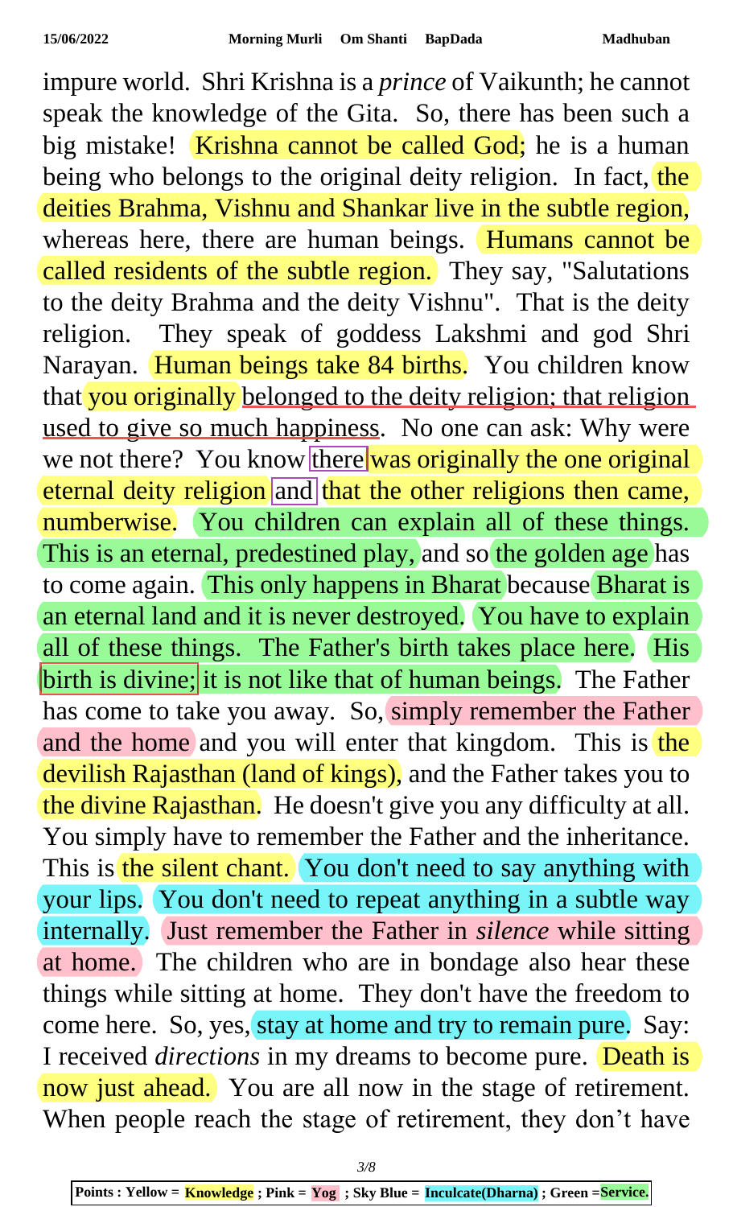impure world. Shri Krishna is a *prince* of Vaikunth; he cannot speak the knowledge of the Gita. So, there has been such a big mistake! Krishna cannot be called God; he is a human being who belongs to the original deity religion. In fact, the deities Brahma, Vishnu and Shankar live in the subtle region, whereas here, there are human beings. Humans cannot be called residents of the subtle region. They say, "Salutations to the deity Brahma and the deity Vishnu". That is the deity religion. They speak of goddess Lakshmi and god Shri Narayan. Human beings take 84 births. You children know that you originally belonged to the deity religion; that religion used to give so much happiness. No one can ask: Why were we not there? You know there was originally the one original eternal deity religion and that the other religions then came, numberwise. You children can explain all of these things. This is an eternal, predestined play, and so the golden age has to come again. This only happens in Bharat because Bharat is an eternal land and it is never destroyed. You have to explain all of these things. The Father's birth takes place here. His birth is divine; it is not like that of human beings. The Father has come to take you away. So, simply remember the Father and the home and you will enter that kingdom. This is the devilish Rajasthan (land of kings), and the Father takes you to the divine Rajasthan. He doesn't give you any difficulty at all. You simply have to remember the Father and the inheritance. This is the silent chant. You don't need to say anything with your lips. You don't need to repeat anything in a subtle way internally. Just remember the Father in *silence* while sitting at home. The children who are in bondage also hear these things while sitting at home. They don't have the freedom to come here. So, yes, stay at home and try to remain pure. Say: I received *directions* in my dreams to become pure. Death is now just ahead. You are all now in the stage of retirement. When people reach the stage of retirement, they don't have

Points : Yellow = **Knowledge** ; Pink = **Yog** ; Sky Blue = **Inculcate(Dharna)** ; Green =**Service.**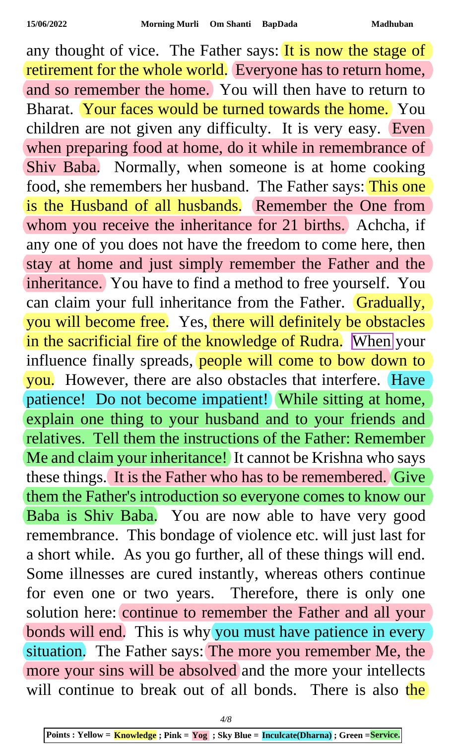any thought of vice. The Father says: It is now the stage of retirement for the whole world. Everyone has to return home, and so remember the home. You will then have to return to Bharat. Your faces would be turned towards the home. You children are not given any difficulty. It is very easy. Even when preparing food at home, do it while in remembrance of Shiv Baba. Normally, when someone is at home cooking food, she remembers her husband. The Father says: This one is the Husband of all husbands. Remember the One from whom you receive the inheritance for 21 births. Achcha, if any one of you does not have the freedom to come here, then stay at home and just simply remember the Father and the inheritance. You have to find a method to free yourself. You can claim your full inheritance from the Father. Gradually, you will become free. Yes, there will definitely be obstacles in the sacrificial fire of the knowledge of Rudra. When your influence finally spreads, people will come to bow down to you. However, there are also obstacles that interfere. Have patience! Do not become impatient! While sitting at home, explain one thing to your husband and to your friends and relatives. Tell them the instructions of the Father: Remember Me and claim your inheritance! It cannot be Krishna who says these things. It is the Father who has to be remembered. Give them the Father's introduction so everyone comes to know our Baba is Shiv Baba. You are now able to have very good remembrance. This bondage of violence etc. will just last for a short while. As you go further, all of these things will end. Some illnesses are cured instantly, whereas others continue for even one or two years. Therefore, there is only one solution here: continue to remember the Father and all your bonds will end. This is why you must have patience in every situation. The Father says: The more you remember Me, the more your sins will be absolved and the more your intellects will continue to break out of all bonds. There is also the

**Points : Yellow = Knowledge ; Pink = Yog ; Sky Blue = Inculcate(Dharna) ; Green = Service.**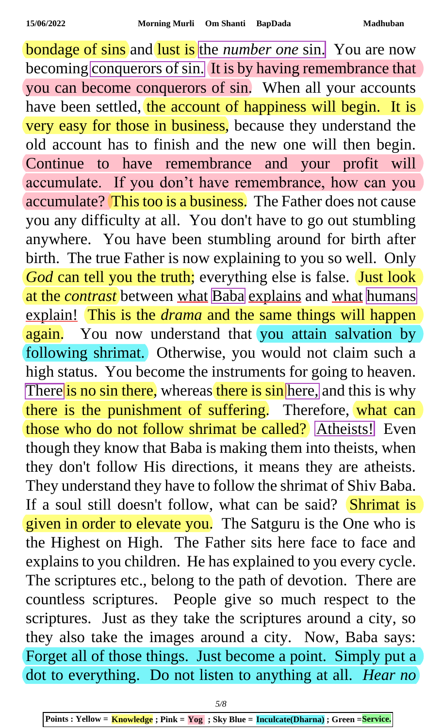bondage of sins and lust is the *number one* sin. You are now becoming conquerors of sin. It is by having remembrance that you can become conquerors of sin. When all your accounts have been settled, the account of happiness will begin. It is very easy for those in business, because they understand the old account has to finish and the new one will then begin. Continue to have remembrance and your profit will accumulate. If you don't have remembrance, how can you accumulate? This too is a business. The Father does not cause you any difficulty at all. You don't have to go out stumbling anywhere. You have been stumbling around for birth after birth. The true Father is now explaining to you so well. Only *God* can tell you the truth; everything else is false. Just look at the *contrast* between what Baba explains and what humans explain! This is the *drama* and the same things will happen again. You now understand that you attain salvation by following shrimat. Otherwise, you would not claim such a high status. You become the instruments for going to heaven. There is no sin there, whereas there is sin here, and this is why there is the punishment of suffering. Therefore, what can those who do not follow shrimat be called? Atheists! Even though they know that Baba is making them into theists, when they don't follow His directions, it means they are atheists. They understand they have to follow the shrimat of Shiv Baba. If a soul still doesn't follow, what can be said? Shrimat is given in order to elevate you. The Satguru is the One who is the Highest on High. The Father sits here face to face and explains to you children. He has explained to you every cycle. The scriptures etc., belong to the path of devotion. There are countless scriptures. People give so much respect to the scriptures. Just as they take the scriptures around a city, so they also take the images around a city. Now, Baba says: Forget all of those things. Just become a point. Simply put a dot to everything. Do not listen to anything at all. *Hear no*

**Points : Yellow = Knowledge ; Pink = Yog ; Sky Blue = Inculcate(Dharna) ; Green =Service.**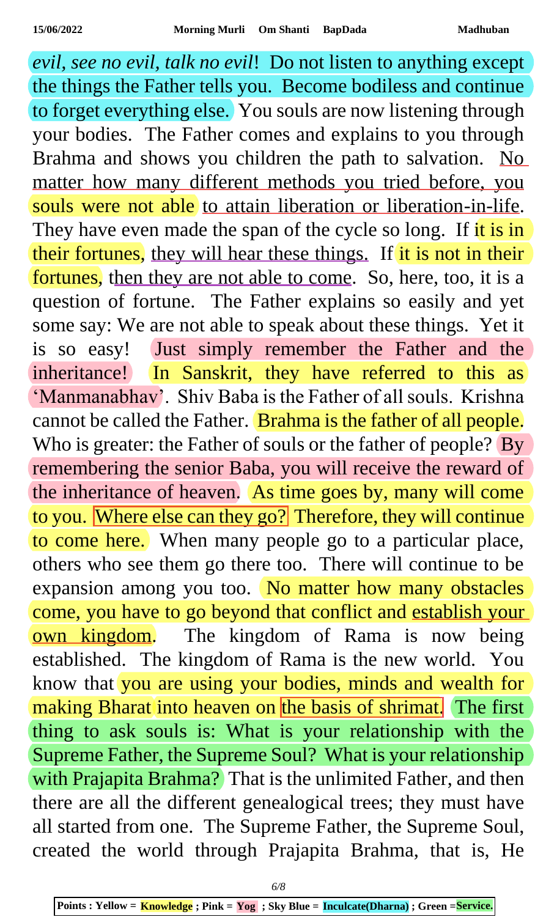*evil, see no evil, talk no evil*! Do not listen to anything except the things the Father tells you. Become bodiless and continue to forget everything else. You souls are now listening through your bodies. The Father comes and explains to you through Brahma and shows you children the path to salvation. No matter how many different methods you tried before, you souls were not able to attain liberation or liberation-in-life. They have even made the span of the cycle so long. If it is in their fortunes, they will hear these things. If it is not in their fortunes, then they are not able to come. So, here, too, it is a question of fortune. The Father explains so easily and yet some say: We are not able to speak about these things. Yet it is so easy! Just simply remember the Father and the inheritance! In Sanskrit, they have referred to this as 'Manmanabhav'. Shiv Baba is the Father of all souls. Krishna cannot be called the Father. Brahma is the father of all people. Who is greater: the Father of souls or the father of people? By remembering the senior Baba, you will receive the reward of the inheritance of heaven. As time goes by, many will come to you. Where else can they go? Therefore, they will continue to come here. When many people go to a particular place, others who see them go there too. There will continue to be expansion among you too. No matter how many obstacles come, you have to go beyond that conflict and establish your own kingdom. The kingdom of Rama is now being established. The kingdom of Rama is the new world. You know that you are using your bodies, minds and wealth for making Bharat into heaven on the basis of shrimat. The first thing to ask souls is: What is your relationship with the Supreme Father, the Supreme Soul? What is your relationship with Prajapita Brahma? That is the unlimited Father, and then there are all the different genealogical trees; they must have all started from one. The Supreme Father, the Supreme Soul, created the world through Prajapita Brahma, that is, He

**Points : Yellow = Knowledge ; Pink = Yog ; Sky Blue = Inculcate(Dharna) ; Green =Service.**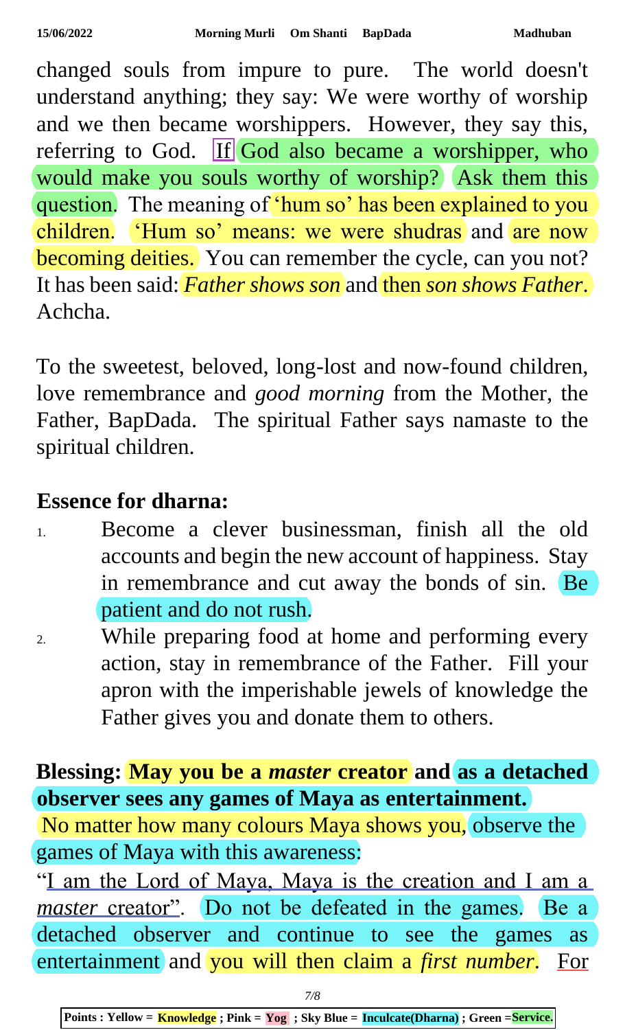changed souls from impure to pure. The world doesn't understand anything; they say: We were worthy of worship and we then became worshippers. However, they say this, referring to God. If God also became a worshipper, who would make you souls worthy of worship? Ask them this question. The meaning of 'hum so' has been explained to you children. 'Hum so' means: we were shudras and are now becoming deities. You can remember the cycle, can you not? It has been said: *Father shows son* and then *son shows Father*. Achcha.

To the sweetest, beloved, long-lost and now-found children, love remembrance and *good morning* from the Mother, the Father, BapDada. The spiritual Father says namaste to the spiritual children.

## Essence for dharna:

1. Become a clever businessman, finish all the old accounts and begin the new account of happiness. Stay in remembrance and cut away the bonds of sin. Be patient and do not rush.
2. While preparing food at home and performing every action, stay in remembrance of the Father. Fill your apron with the imperishable jewels of knowledge the Father gives you and donate them to others.

**Blessing: May you be a *master* creator and as a detached observer sees any games of Maya as entertainment.**

No matter how many colours Maya shows you, observe the games of Maya with this awareness:

"I am the Lord of Maya, Maya is the creation and I am a *master* creator". Do not be defeated in the games. Be a detached observer and continue to see the games as entertainment and you will then claim a *first number*. For

Points : Yellow = Knowledge ; Pink = Yog ; Sky Blue = Inculcate(Dharna) ; Green =Service.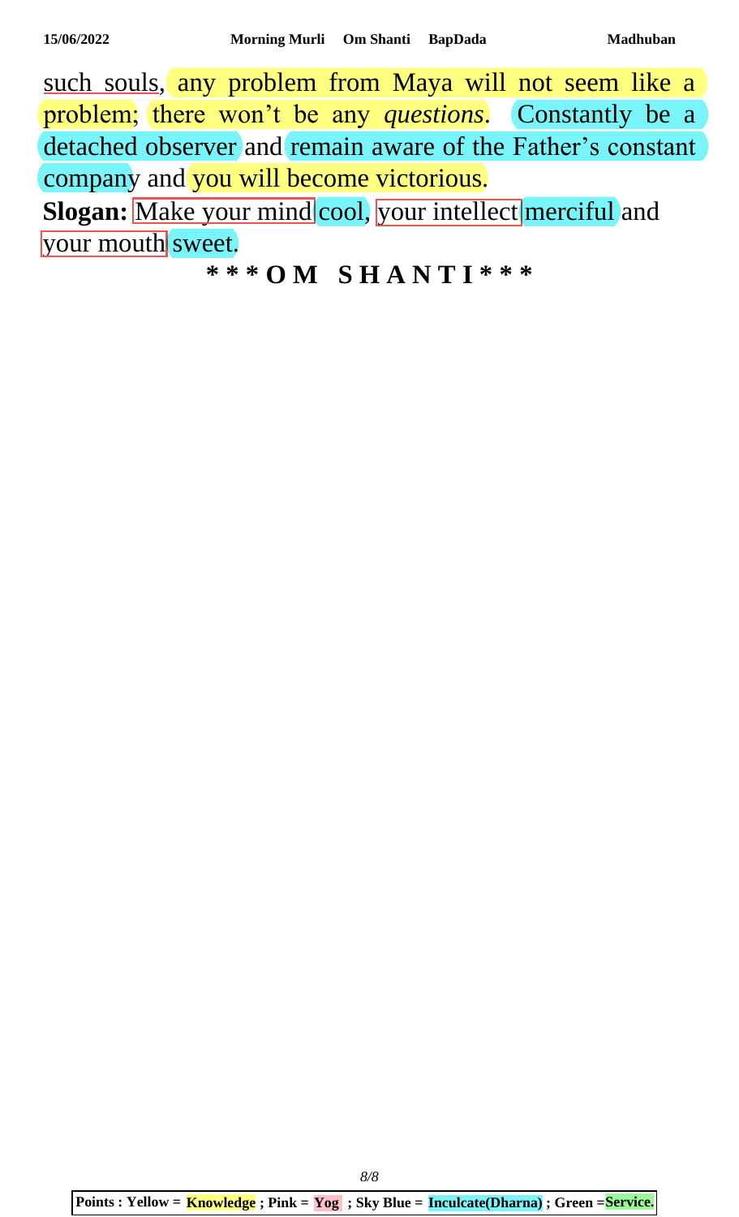such souls, any problem from Maya will not seem like a problem; there won't be any *questions*. Constantly be a detached observer and remain aware of the Father's constant company and you will become victorious.

**Slogan:** Make your mind cool, your intellect merciful and your mouth sweet.

**\* \* \* O M   S H A N T I \* \* \***

**Points : Yellow = Knowledge ; Pink = Yog ; Sky Blue = Inculcate(Dharna) ; Green = Service.**